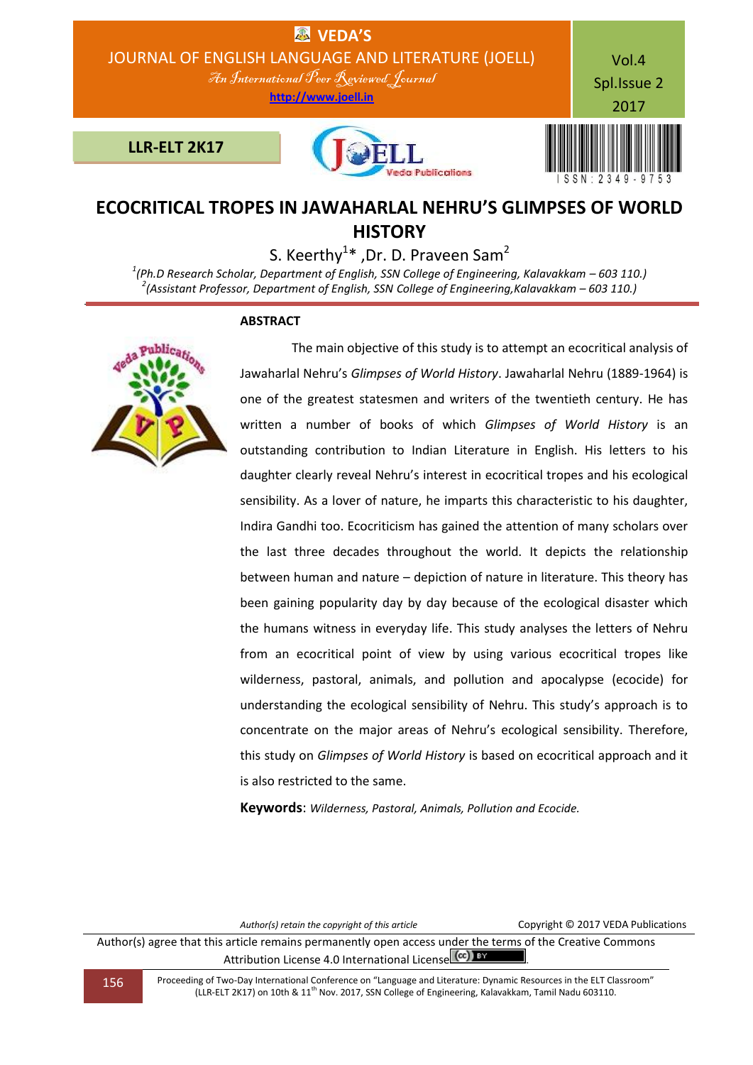# ECOCRITICAL TROPES IN JAWAHARLAL NEHRU'S GLIMPSES OF WORLD HISTORY

S. Keerthy[1]* ,Dr. D. Praveen Sam[2]

[1](Ph.D Research Scholar, Department of English, SSN College of Engineering, Kalavakkam – 603 110.)
[2](Assistant Professor, Department of English, SSN College of Engineering,Kalavakkam – 603 110.)

## ABSTRACT

The main objective of this study is to attempt an ecocritical analysis of Jawaharlal Nehru's *Glimpses of World History*. Jawaharlal Nehru (1889-1964) is one of the greatest statesmen and writers of the twentieth century. He has written a number of books of which *Glimpses of World History* is an outstanding contribution to Indian Literature in English. His letters to his daughter clearly reveal Nehru's interest in ecocritical tropes and his ecological sensibility. As a lover of nature, he imparts this characteristic to his daughter, Indira Gandhi too. Ecocriticism has gained the attention of many scholars over the last three decades throughout the world. It depicts the relationship between human and nature – depiction of nature in literature. This theory has been gaining popularity day by day because of the ecological disaster which the humans witness in everyday life. This study analyses the letters of Nehru from an ecocritical point of view by using various ecocritical tropes like wilderness, pastoral, animals, and pollution and apocalypse (ecocide) for understanding the ecological sensibility of Nehru. This study's approach is to concentrate on the major areas of Nehru's ecological sensibility. Therefore, this study on *Glimpses of World History* is based on ecocritical approach and it is also restricted to the same.

**Keywords**: *Wilderness, Pastoral, Animals, Pollution and Ecocide.*

*Author(s) retain the copyright of this article* Copyright © 2017 VEDA Publications

Author(s) agree that this article remains permanently open access under the terms of the Creative Commons Attribution License 4.0 International License.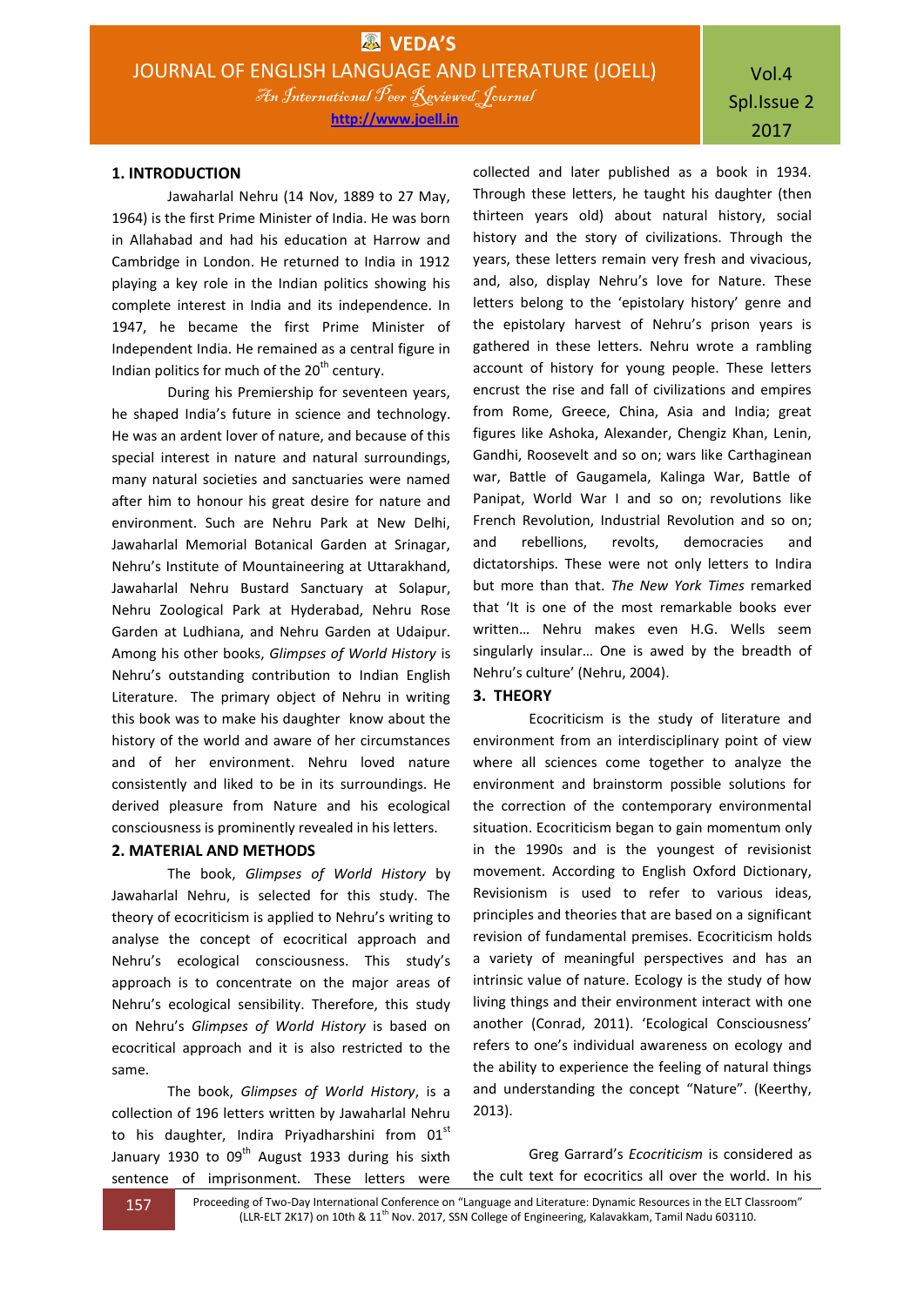## 1. INTRODUCTION

Jawaharlal Nehru (14 Nov, 1889 to 27 May, 1964) is the first Prime Minister of India. He was born in Allahabad and had his education at Harrow and Cambridge in London. He returned to India in 1912 playing a key role in the Indian politics showing his complete interest in India and its independence. In 1947, he became the first Prime Minister of Independent India. He remained as a central figure in Indian politics for much of the 20th century.

During his Premiership for seventeen years, he shaped India's future in science and technology. He was an ardent lover of nature, and because of this special interest in nature and natural surroundings, many natural societies and sanctuaries were named after him to honour his great desire for nature and environment. Such are Nehru Park at New Delhi, Jawaharlal Memorial Botanical Garden at Srinagar, Nehru's Institute of Mountaineering at Uttarakhand, Jawaharlal Nehru Bustard Sanctuary at Solapur, Nehru Zoological Park at Hyderabad, Nehru Rose Garden at Ludhiana, and Nehru Garden at Udaipur. Among his other books, *Glimpses of World History* is Nehru's outstanding contribution to Indian English Literature. The primary object of Nehru in writing this book was to make his daughter know about the history of the world and aware of her circumstances and of her environment. Nehru loved nature consistently and liked to be in its surroundings. He derived pleasure from Nature and his ecological consciousness is prominently revealed in his letters.

## 2. MATERIAL AND METHODS

The book, *Glimpses of World History* by Jawaharlal Nehru, is selected for this study. The theory of ecocriticism is applied to Nehru's writing to analyse the concept of ecocritical approach and Nehru's ecological consciousness. This study's approach is to concentrate on the major areas of Nehru's ecological sensibility. Therefore, this study on Nehru's *Glimpses of World History* is based on ecocritical approach and it is also restricted to the same.

The book, *Glimpses of World History*, is a collection of 196 letters written by Jawaharlal Nehru to his daughter, Indira Priyadharshini from 01st January 1930 to 09th August 1933 during his sixth sentence of imprisonment. These letters were collected and later published as a book in 1934. Through these letters, he taught his daughter (then thirteen years old) about natural history, social history and the story of civilizations. Through the years, these letters remain very fresh and vivacious, and, also, display Nehru's love for Nature. These letters belong to the 'epistolary history' genre and the epistolary harvest of Nehru's prison years is gathered in these letters. Nehru wrote a rambling account of history for young people. These letters encrust the rise and fall of civilizations and empires from Rome, Greece, China, Asia and India; great figures like Ashoka, Alexander, Chengiz Khan, Lenin, Gandhi, Roosevelt and so on; wars like Carthaginean war, Battle of Gaugamela, Kalinga War, Battle of Panipat, World War I and so on; revolutions like French Revolution, Industrial Revolution and so on; and rebellions, revolts, democracies and dictatorships. These were not only letters to Indira but more than that. *The New York Times* remarked that 'It is one of the most remarkable books ever written… Nehru makes even H.G. Wells seem singularly insular… One is awed by the breadth of Nehru's culture' (Nehru, 2004).

## 3. THEORY

Ecocriticism is the study of literature and environment from an interdisciplinary point of view where all sciences come together to analyze the environment and brainstorm possible solutions for the correction of the contemporary environmental situation. Ecocriticism began to gain momentum only in the 1990s and is the youngest of revisionist movement. According to English Oxford Dictionary, Revisionism is used to refer to various ideas, principles and theories that are based on a significant revision of fundamental premises. Ecocriticism holds a variety of meaningful perspectives and has an intrinsic value of nature. Ecology is the study of how living things and their environment interact with one another (Conrad, 2011). 'Ecological Consciousness' refers to one's individual awareness on ecology and the ability to experience the feeling of natural things and understanding the concept "Nature". (Keerthy, 2013).

Greg Garrard's *Ecocriticism* is considered as the cult text for ecocritics all over the world. In his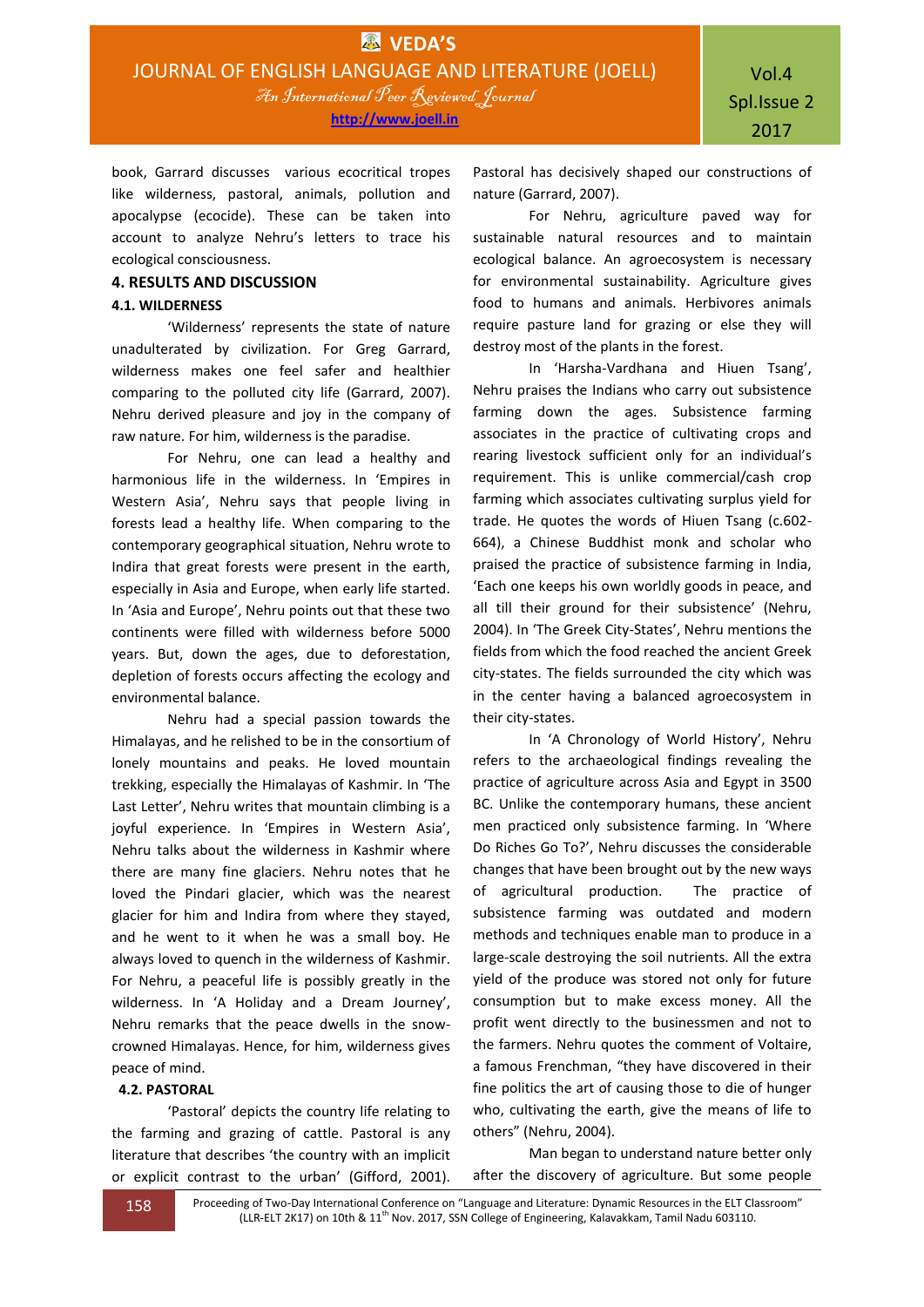book, Garrard discusses various ecocritical tropes like wilderness, pastoral, animals, pollution and apocalypse (ecocide). These can be taken into account to analyze Nehru's letters to trace his ecological consciousness.

## 4. RESULTS AND DISCUSSION

### 4.1. WILDERNESS

'Wilderness' represents the state of nature unadulterated by civilization. For Greg Garrard, wilderness makes one feel safer and healthier comparing to the polluted city life (Garrard, 2007). Nehru derived pleasure and joy in the company of raw nature. For him, wilderness is the paradise.

For Nehru, one can lead a healthy and harmonious life in the wilderness. In 'Empires in Western Asia', Nehru says that people living in forests lead a healthy life. When comparing to the contemporary geographical situation, Nehru wrote to Indira that great forests were present in the earth, especially in Asia and Europe, when early life started. In 'Asia and Europe', Nehru points out that these two continents were filled with wilderness before 5000 years. But, down the ages, due to deforestation, depletion of forests occurs affecting the ecology and environmental balance.

Nehru had a special passion towards the Himalayas, and he relished to be in the consortium of lonely mountains and peaks. He loved mountain trekking, especially the Himalayas of Kashmir. In 'The Last Letter', Nehru writes that mountain climbing is a joyful experience. In 'Empires in Western Asia', Nehru talks about the wilderness in Kashmir where there are many fine glaciers. Nehru notes that he loved the Pindari glacier, which was the nearest glacier for him and Indira from where they stayed, and he went to it when he was a small boy. He always loved to quench in the wilderness of Kashmir. For Nehru, a peaceful life is possibly greatly in the wilderness. In 'A Holiday and a Dream Journey', Nehru remarks that the peace dwells in the snow-crowned Himalayas. Hence, for him, wilderness gives peace of mind.

### 4.2. PASTORAL

'Pastoral' depicts the country life relating to the farming and grazing of cattle. Pastoral is any literature that describes 'the country with an implicit or explicit contrast to the urban' (Gifford, 2001). Pastoral has decisively shaped our constructions of nature (Garrard, 2007).

For Nehru, agriculture paved way for sustainable natural resources and to maintain ecological balance. An agroecosystem is necessary for environmental sustainability. Agriculture gives food to humans and animals. Herbivores animals require pasture land for grazing or else they will destroy most of the plants in the forest.

In 'Harsha-Vardhana and Hiuen Tsang', Nehru praises the Indians who carry out subsistence farming down the ages. Subsistence farming associates in the practice of cultivating crops and rearing livestock sufficient only for an individual's requirement. This is unlike commercial/cash crop farming which associates cultivating surplus yield for trade. He quotes the words of Hiuen Tsang (c.602-664), a Chinese Buddhist monk and scholar who praised the practice of subsistence farming in India, 'Each one keeps his own worldly goods in peace, and all till their ground for their subsistence' (Nehru, 2004). In 'The Greek City-States', Nehru mentions the fields from which the food reached the ancient Greek city-states. The fields surrounded the city which was in the center having a balanced agroecosystem in their city-states.

In 'A Chronology of World History', Nehru refers to the archaeological findings revealing the practice of agriculture across Asia and Egypt in 3500 BC. Unlike the contemporary humans, these ancient men practiced only subsistence farming. In 'Where Do Riches Go To?', Nehru discusses the considerable changes that have been brought out by the new ways of agricultural production. The practice of subsistence farming was outdated and modern methods and techniques enable man to produce in a large-scale destroying the soil nutrients. All the extra yield of the produce was stored not only for future consumption but to make excess money. All the profit went directly to the businessmen and not to the farmers. Nehru quotes the comment of Voltaire, a famous Frenchman, "they have discovered in their fine politics the art of causing those to die of hunger who, cultivating the earth, give the means of life to others" (Nehru, 2004).

Man began to understand nature better only after the discovery of agriculture. But some people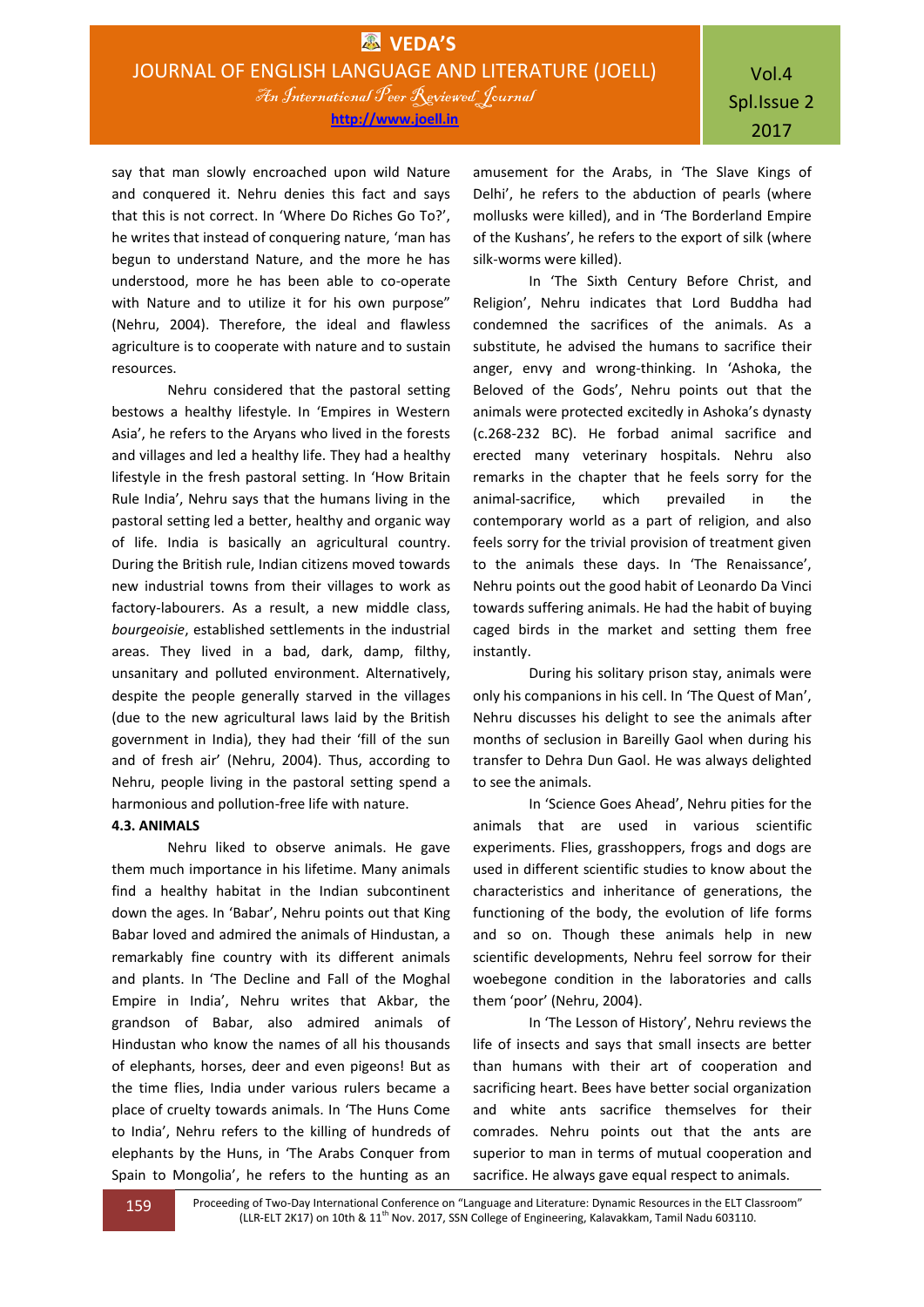say that man slowly encroached upon wild Nature and conquered it. Nehru denies this fact and says that this is not correct. In 'Where Do Riches Go To?', he writes that instead of conquering nature, 'man has begun to understand Nature, and the more he has understood, more he has been able to co-operate with Nature and to utilize it for his own purpose" (Nehru, 2004). Therefore, the ideal and flawless agriculture is to cooperate with nature and to sustain resources.

Nehru considered that the pastoral setting bestows a healthy lifestyle. In 'Empires in Western Asia', he refers to the Aryans who lived in the forests and villages and led a healthy life. They had a healthy lifestyle in the fresh pastoral setting. In 'How Britain Rule India', Nehru says that the humans living in the pastoral setting led a better, healthy and organic way of life. India is basically an agricultural country. During the British rule, Indian citizens moved towards new industrial towns from their villages to work as factory-labourers. As a result, a new middle class, *bourgeoisie*, established settlements in the industrial areas. They lived in a bad, dark, damp, filthy, unsanitary and polluted environment. Alternatively, despite the people generally starved in the villages (due to the new agricultural laws laid by the British government in India), they had their 'fill of the sun and of fresh air' (Nehru, 2004). Thus, according to Nehru, people living in the pastoral setting spend a harmonious and pollution-free life with nature.

**4.3. ANIMALS**

Nehru liked to observe animals. He gave them much importance in his lifetime. Many animals find a healthy habitat in the Indian subcontinent down the ages. In 'Babar', Nehru points out that King Babar loved and admired the animals of Hindustan, a remarkably fine country with its different animals and plants. In 'The Decline and Fall of the Moghal Empire in India', Nehru writes that Akbar, the grandson of Babar, also admired animals of Hindustan who know the names of all his thousands of elephants, horses, deer and even pigeons! But as the time flies, India under various rulers became a place of cruelty towards animals. In 'The Huns Come to India', Nehru refers to the killing of hundreds of elephants by the Huns, in 'The Arabs Conquer from Spain to Mongolia', he refers to the hunting as an amusement for the Arabs, in 'The Slave Kings of Delhi', he refers to the abduction of pearls (where mollusks were killed), and in 'The Borderland Empire of the Kushans', he refers to the export of silk (where silk-worms were killed).

In 'The Sixth Century Before Christ, and Religion', Nehru indicates that Lord Buddha had condemned the sacrifices of the animals. As a substitute, he advised the humans to sacrifice their anger, envy and wrong-thinking. In 'Ashoka, the Beloved of the Gods', Nehru points out that the animals were protected excitedly in Ashoka's dynasty (c.268-232 BC). He forbad animal sacrifice and erected many veterinary hospitals. Nehru also remarks in the chapter that he feels sorry for the animal-sacrifice, which prevailed in the contemporary world as a part of religion, and also feels sorry for the trivial provision of treatment given to the animals these days. In 'The Renaissance', Nehru points out the good habit of Leonardo Da Vinci towards suffering animals. He had the habit of buying caged birds in the market and setting them free instantly.

During his solitary prison stay, animals were only his companions in his cell. In 'The Quest of Man', Nehru discusses his delight to see the animals after months of seclusion in Bareilly Gaol when during his transfer to Dehra Dun Gaol. He was always delighted to see the animals.

In 'Science Goes Ahead', Nehru pities for the animals that are used in various scientific experiments. Flies, grasshoppers, frogs and dogs are used in different scientific studies to know about the characteristics and inheritance of generations, the functioning of the body, the evolution of life forms and so on. Though these animals help in new scientific developments, Nehru feel sorrow for their woebegone condition in the laboratories and calls them 'poor' (Nehru, 2004).

In 'The Lesson of History', Nehru reviews the life of insects and says that small insects are better than humans with their art of cooperation and sacrificing heart. Bees have better social organization and white ants sacrifice themselves for their comrades. Nehru points out that the ants are superior to man in terms of mutual cooperation and sacrifice. He always gave equal respect to animals.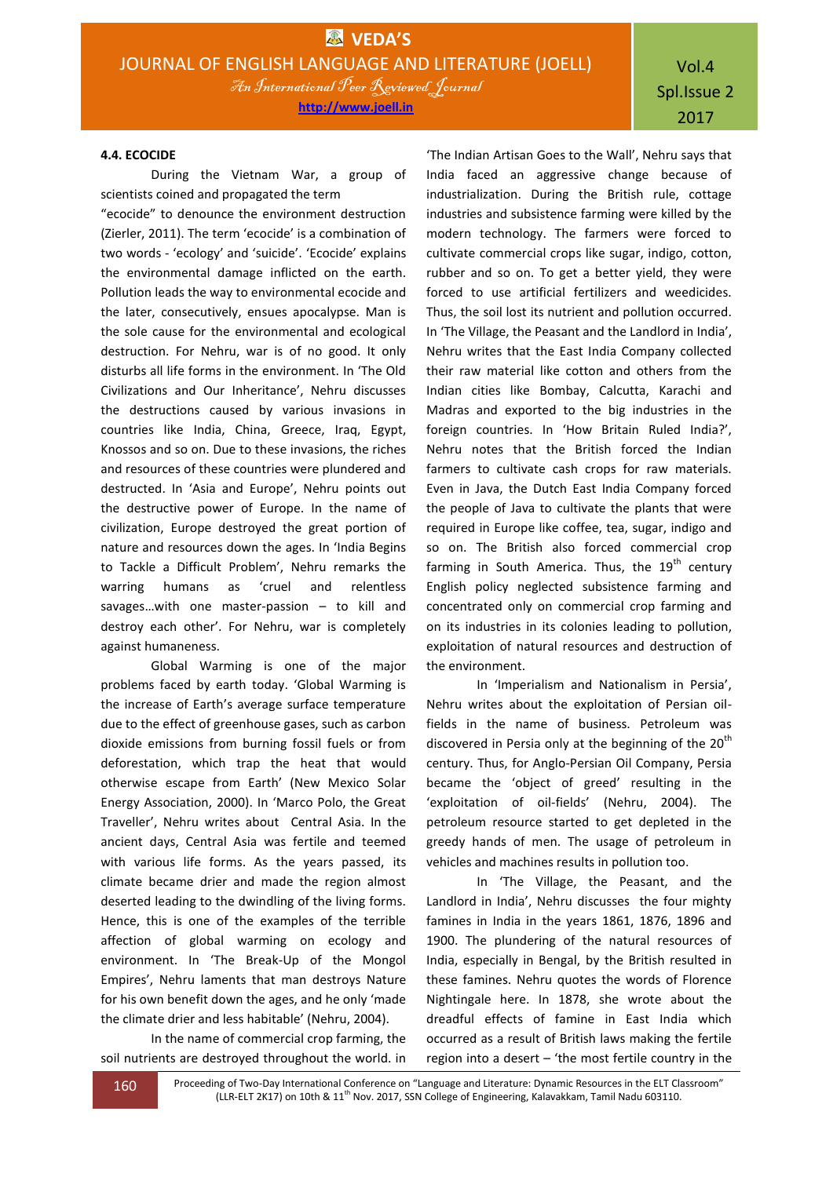#### 4.4. ECOCIDE

During the Vietnam War, a group of scientists coined and propagated the term "ecocide" to denounce the environment destruction (Zierler, 2011). The term 'ecocide' is a combination of two words - 'ecology' and 'suicide'. 'Ecocide' explains the environmental damage inflicted on the earth. Pollution leads the way to environmental ecocide and the later, consecutively, ensues apocalypse. Man is the sole cause for the environmental and ecological destruction. For Nehru, war is of no good. It only disturbs all life forms in the environment. In 'The Old Civilizations and Our Inheritance', Nehru discusses the destructions caused by various invasions in countries like India, China, Greece, Iraq, Egypt, Knossos and so on. Due to these invasions, the riches and resources of these countries were plundered and destructed. In 'Asia and Europe', Nehru points out the destructive power of Europe. In the name of civilization, Europe destroyed the great portion of nature and resources down the ages. In 'India Begins to Tackle a Difficult Problem', Nehru remarks the warring humans as 'cruel and relentless savages…with one master-passion – to kill and destroy each other'. For Nehru, war is completely against humaneness.

Global Warming is one of the major problems faced by earth today. 'Global Warming is the increase of Earth's average surface temperature due to the effect of greenhouse gases, such as carbon dioxide emissions from burning fossil fuels or from deforestation, which trap the heat that would otherwise escape from Earth' (New Mexico Solar Energy Association, 2000). In 'Marco Polo, the Great Traveller', Nehru writes about Central Asia. In the ancient days, Central Asia was fertile and teemed with various life forms. As the years passed, its climate became drier and made the region almost deserted leading to the dwindling of the living forms. Hence, this is one of the examples of the terrible affection of global warming on ecology and environment. In 'The Break-Up of the Mongol Empires', Nehru laments that man destroys Nature for his own benefit down the ages, and he only 'made the climate drier and less habitable' (Nehru, 2004).

In the name of commercial crop farming, the soil nutrients are destroyed throughout the world. in 'The Indian Artisan Goes to the Wall', Nehru says that India faced an aggressive change because of industrialization. During the British rule, cottage industries and subsistence farming were killed by the modern technology. The farmers were forced to cultivate commercial crops like sugar, indigo, cotton, rubber and so on. To get a better yield, they were forced to use artificial fertilizers and weedicides. Thus, the soil lost its nutrient and pollution occurred. In 'The Village, the Peasant and the Landlord in India', Nehru writes that the East India Company collected their raw material like cotton and others from the Indian cities like Bombay, Calcutta, Karachi and Madras and exported to the big industries in the foreign countries. In 'How Britain Ruled India?', Nehru notes that the British forced the Indian farmers to cultivate cash crops for raw materials. Even in Java, the Dutch East India Company forced the people of Java to cultivate the plants that were required in Europe like coffee, tea, sugar, indigo and so on. The British also forced commercial crop farming in South America. Thus, the 19th century English policy neglected subsistence farming and concentrated only on commercial crop farming and on its industries in its colonies leading to pollution, exploitation of natural resources and destruction of the environment.

In 'Imperialism and Nationalism in Persia', Nehru writes about the exploitation of Persian oil-fields in the name of business. Petroleum was discovered in Persia only at the beginning of the 20th century. Thus, for Anglo-Persian Oil Company, Persia became the 'object of greed' resulting in the 'exploitation of oil-fields' (Nehru, 2004). The petroleum resource started to get depleted in the greedy hands of men. The usage of petroleum in vehicles and machines results in pollution too.

In 'The Village, the Peasant, and the Landlord in India', Nehru discusses the four mighty famines in India in the years 1861, 1876, 1896 and 1900. The plundering of the natural resources of India, especially in Bengal, by the British resulted in these famines. Nehru quotes the words of Florence Nightingale here. In 1878, she wrote about the dreadful effects of famine in East India which occurred as a result of British laws making the fertile region into a desert – 'the most fertile country in the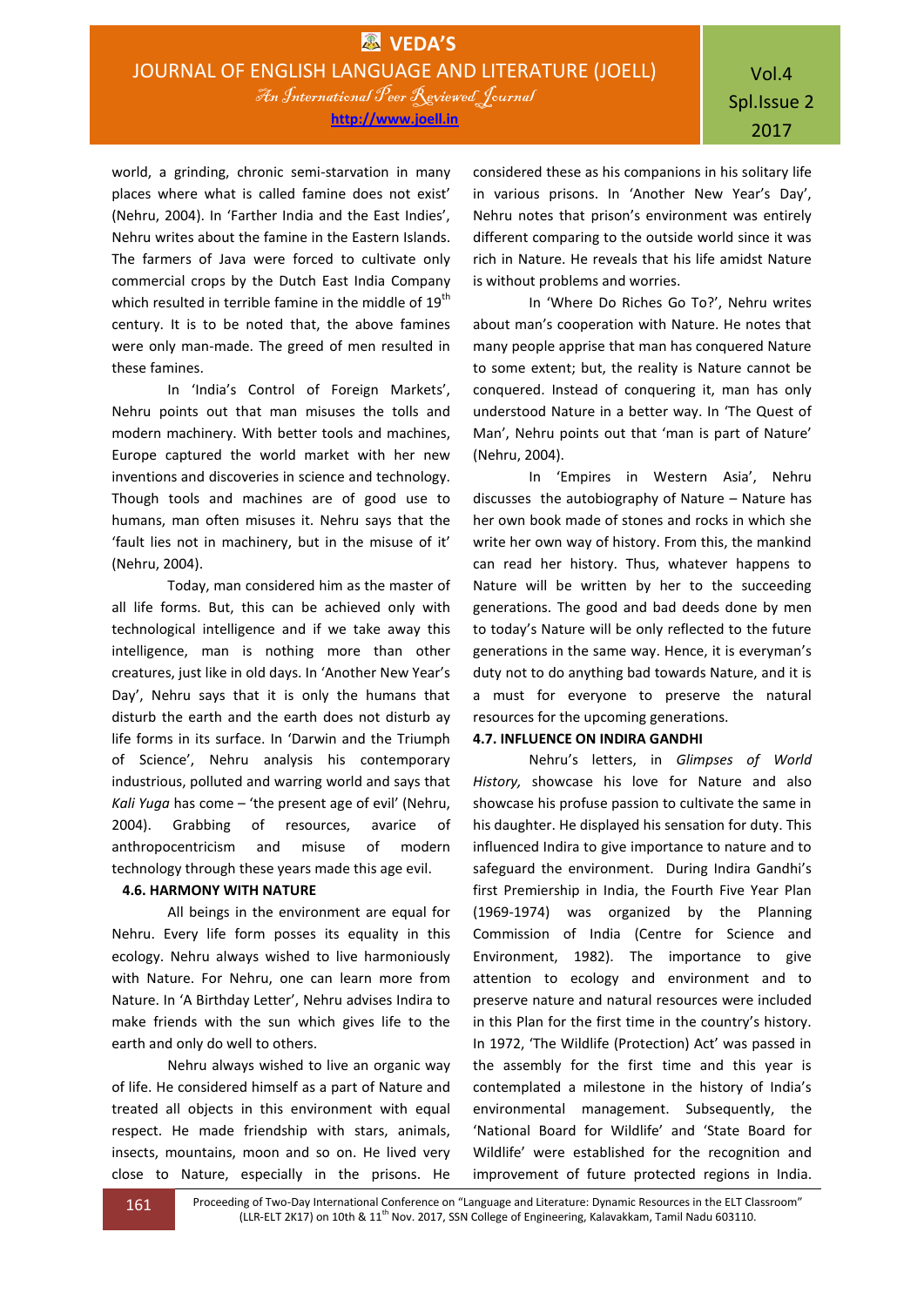world, a grinding, chronic semi-starvation in many places where what is called famine does not exist' (Nehru, 2004). In 'Farther India and the East Indies', Nehru writes about the famine in the Eastern Islands. The farmers of Java were forced to cultivate only commercial crops by the Dutch East India Company which resulted in terrible famine in the middle of 19th century. It is to be noted that, the above famines were only man-made. The greed of men resulted in these famines.

In 'India's Control of Foreign Markets', Nehru points out that man misuses the tolls and modern machinery. With better tools and machines, Europe captured the world market with her new inventions and discoveries in science and technology. Though tools and machines are of good use to humans, man often misuses it. Nehru says that the 'fault lies not in machinery, but in the misuse of it' (Nehru, 2004).

Today, man considered him as the master of all life forms. But, this can be achieved only with technological intelligence and if we take away this intelligence, man is nothing more than other creatures, just like in old days. In 'Another New Year's Day', Nehru says that it is only the humans that disturb the earth and the earth does not disturb ay life forms in its surface. In 'Darwin and the Triumph of Science', Nehru analysis his contemporary industrious, polluted and warring world and says that *Kali Yuga* has come – 'the present age of evil' (Nehru, 2004). Grabbing of resources, avarice of anthropocentricism and misuse of modern technology through these years made this age evil.

### 4.6. HARMONY WITH NATURE

All beings in the environment are equal for Nehru. Every life form posses its equality in this ecology. Nehru always wished to live harmoniously with Nature. For Nehru, one can learn more from Nature. In 'A Birthday Letter', Nehru advises Indira to make friends with the sun which gives life to the earth and only do well to others.

Nehru always wished to live an organic way of life. He considered himself as a part of Nature and treated all objects in this environment with equal respect. He made friendship with stars, animals, insects, mountains, moon and so on. He lived very close to Nature, especially in the prisons. He considered these as his companions in his solitary life in various prisons. In 'Another New Year's Day', Nehru notes that prison's environment was entirely different comparing to the outside world since it was rich in Nature. He reveals that his life amidst Nature is without problems and worries.

In 'Where Do Riches Go To?', Nehru writes about man's cooperation with Nature. He notes that many people apprise that man has conquered Nature to some extent; but, the reality is Nature cannot be conquered. Instead of conquering it, man has only understood Nature in a better way. In 'The Quest of Man', Nehru points out that 'man is part of Nature' (Nehru, 2004).

In 'Empires in Western Asia', Nehru discusses the autobiography of Nature – Nature has her own book made of stones and rocks in which she write her own way of history. From this, the mankind can read her history. Thus, whatever happens to Nature will be written by her to the succeeding generations. The good and bad deeds done by men to today's Nature will be only reflected to the future generations in the same way. Hence, it is everyman's duty not to do anything bad towards Nature, and it is a must for everyone to preserve the natural resources for the upcoming generations.

### 4.7. INFLUENCE ON INDIRA GANDHI

Nehru's letters, in *Glimpses of World History,* showcase his love for Nature and also showcase his profuse passion to cultivate the same in his daughter. He displayed his sensation for duty. This influenced Indira to give importance to nature and to safeguard the environment. During Indira Gandhi's first Premiership in India, the Fourth Five Year Plan (1969-1974) was organized by the Planning Commission of India (Centre for Science and Environment, 1982). The importance to give attention to ecology and environment and to preserve nature and natural resources were included in this Plan for the first time in the country's history. In 1972, 'The Wildlife (Protection) Act' was passed in the assembly for the first time and this year is contemplated a milestone in the history of India's environmental management. Subsequently, the 'National Board for Wildlife' and 'State Board for Wildlife' were established for the recognition and improvement of future protected regions in India.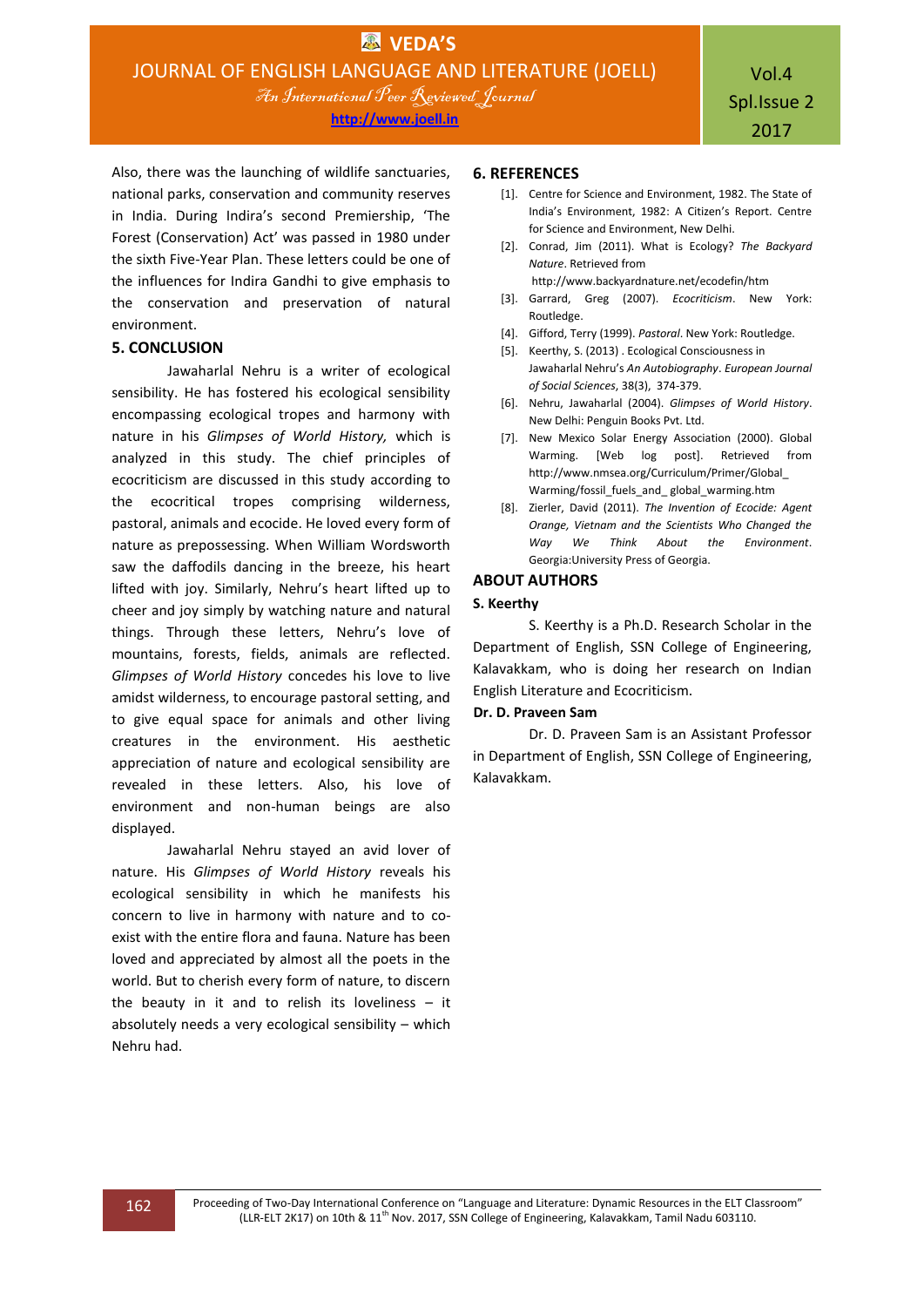Also, there was the launching of wildlife sanctuaries, national parks, conservation and community reserves in India. During Indira's second Premiership, 'The Forest (Conservation) Act' was passed in 1980 under the sixth Five-Year Plan. These letters could be one of the influences for Indira Gandhi to give emphasis to the conservation and preservation of natural environment.

## 5. CONCLUSION

Jawaharlal Nehru is a writer of ecological sensibility. He has fostered his ecological sensibility encompassing ecological tropes and harmony with nature in his *Glimpses of World History,* which is analyzed in this study. The chief principles of ecocriticism are discussed in this study according to the ecocritical tropes comprising wilderness, pastoral, animals and ecocide. He loved every form of nature as prepossessing. When William Wordsworth saw the daffodils dancing in the breeze, his heart lifted with joy. Similarly, Nehru's heart lifted up to cheer and joy simply by watching nature and natural things. Through these letters, Nehru's love of mountains, forests, fields, animals are reflected. *Glimpses of World History* concedes his love to live amidst wilderness, to encourage pastoral setting, and to give equal space for animals and other living creatures in the environment. His aesthetic appreciation of nature and ecological sensibility are revealed in these letters. Also, his love of environment and non-human beings are also displayed.

Jawaharlal Nehru stayed an avid lover of nature. His *Glimpses of World History* reveals his ecological sensibility in which he manifests his concern to live in harmony with nature and to co-exist with the entire flora and fauna. Nature has been loved and appreciated by almost all the poets in the world. But to cherish every form of nature, to discern the beauty in it and to relish its loveliness – it absolutely needs a very ecological sensibility – which Nehru had.

## 6. REFERENCES

[1]. Centre for Science and Environment, 1982. The State of India's Environment, 1982: A Citizen's Report. Centre for Science and Environment, New Delhi.

[2]. Conrad, Jim (2011). What is Ecology? *The Backyard Nature*. Retrieved from http://www.backyardnature.net/ecodefin/htm

[3]. Garrard, Greg (2007). *Ecocriticism*. New York: Routledge.

[4]. Gifford, Terry (1999). *Pastoral*. New York: Routledge.

[5]. Keerthy, S. (2013) . Ecological Consciousness in Jawaharlal Nehru's *An Autobiography*. *European Journal of Social Sciences*, 38(3), 374-379.

[6]. Nehru, Jawaharlal (2004). *Glimpses of World History*. New Delhi: Penguin Books Pvt. Ltd.

[7]. New Mexico Solar Energy Association (2000). Global Warming. [Web log post]. Retrieved from http://www.nmsea.org/Curriculum/Primer/Global_ Warming/fossil_fuels_and_ global_warming.htm

[8]. Zierler, David (2011). *The Invention of Ecocide: Agent Orange, Vietnam and the Scientists Who Changed the Way We Think About the Environment*. Georgia:University Press of Georgia.

## ABOUT AUTHORS

### S. Keerthy

S. Keerthy is a Ph.D. Research Scholar in the Department of English, SSN College of Engineering, Kalavakkam, who is doing her research on Indian English Literature and Ecocriticism.

### Dr. D. Praveen Sam

Dr. D. Praveen Sam is an Assistant Professor in Department of English, SSN College of Engineering, Kalavakkam.